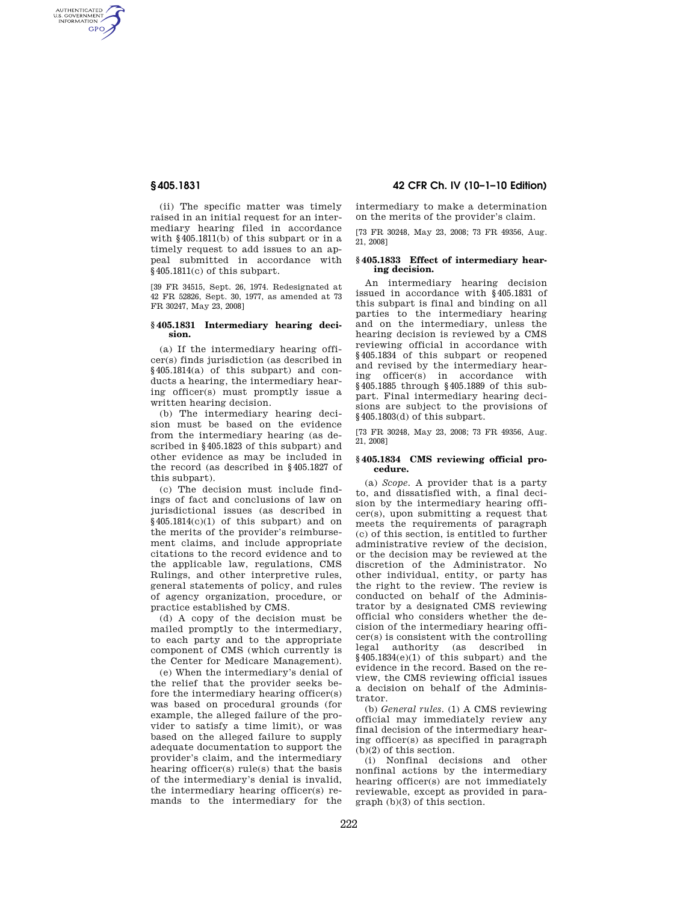(ii) The specific matter was timely raised in an initial request for an intermediary hearing filed in accordance with §405.1811(b) of this subpart or in a timely request to add issues to an appeal submitted in accordance with §405.1811(c) of this subpart.

[39 FR 34515, Sept. 26, 1974. Redesignated at 42 FR 52826, Sept. 30, 1977, as amended at 73 FR 30247, May 23, 2008]

### §405.1831 Intermediary hearing decision.

(a) If the intermediary hearing officer(s) finds jurisdiction (as described in §405.1814(a) of this subpart) and conducts a hearing, the intermediary hearing officer(s) must promptly issue a written hearing decision.

(b) The intermediary hearing decision must be based on the evidence from the intermediary hearing (as described in §405.1823 of this subpart) and other evidence as may be included in the record (as described in §405.1827 of this subpart).

(c) The decision must include findings of fact and conclusions of law on jurisdictional issues (as described in §405.1814(c)(1) of this subpart) and on the merits of the provider's reimbursement claims, and include appropriate citations to the record evidence and to the applicable law, regulations, CMS Rulings, and other interpretive rules, general statements of policy, and rules of agency organization, procedure, or practice established by CMS.

(d) A copy of the decision must be mailed promptly to the intermediary, to each party and to the appropriate component of CMS (which currently is the Center for Medicare Management).

(e) When the intermediary's denial of the relief that the provider seeks before the intermediary hearing officer(s) was based on procedural grounds (for example, the alleged failure of the provider to satisfy a time limit), or was based on the alleged failure to supply adequate documentation to support the provider's claim, and the intermediary hearing officer(s) rule(s) that the basis of the intermediary's denial is invalid, the intermediary hearing officer(s) remands to the intermediary for the intermediary to make a determination on the merits of the provider's claim.

[73 FR 30248, May 23, 2008; 73 FR 49356, Aug. 21, 2008]

### §405.1833 Effect of intermediary hearing decision.

An intermediary hearing decision issued in accordance with §405.1831 of this subpart is final and binding on all parties to the intermediary hearing and on the intermediary, unless the hearing decision is reviewed by a CMS reviewing official in accordance with §405.1834 of this subpart or reopened and revised by the intermediary hearing officer(s) in accordance with §405.1885 through §405.1889 of this subpart. Final intermediary hearing decisions are subject to the provisions of §405.1803(d) of this subpart.

[73 FR 30248, May 23, 2008; 73 FR 49356, Aug. 21, 2008]

### §405.1834 CMS reviewing official procedure.

(a) *Scope.* A provider that is a party to, and dissatisfied with, a final decision by the intermediary hearing officer(s), upon submitting a request that meets the requirements of paragraph (c) of this section, is entitled to further administrative review of the decision, or the decision may be reviewed at the discretion of the Administrator. No other individual, entity, or party has the right to the review. The review is conducted on behalf of the Administrator by a designated CMS reviewing official who considers whether the decision of the intermediary hearing officer(s) is consistent with the controlling legal authority (as described in §405.1834(e)(1) of this subpart) and the evidence in the record. Based on the review, the CMS reviewing official issues a decision on behalf of the Administrator.

(b) *General rules.* (1) A CMS reviewing official may immediately review any final decision of the intermediary hearing officer(s) as specified in paragraph (b)(2) of this section.

(i) Nonfinal decisions and other nonfinal actions by the intermediary hearing officer(s) are not immediately reviewable, except as provided in paragraph (b)(3) of this section.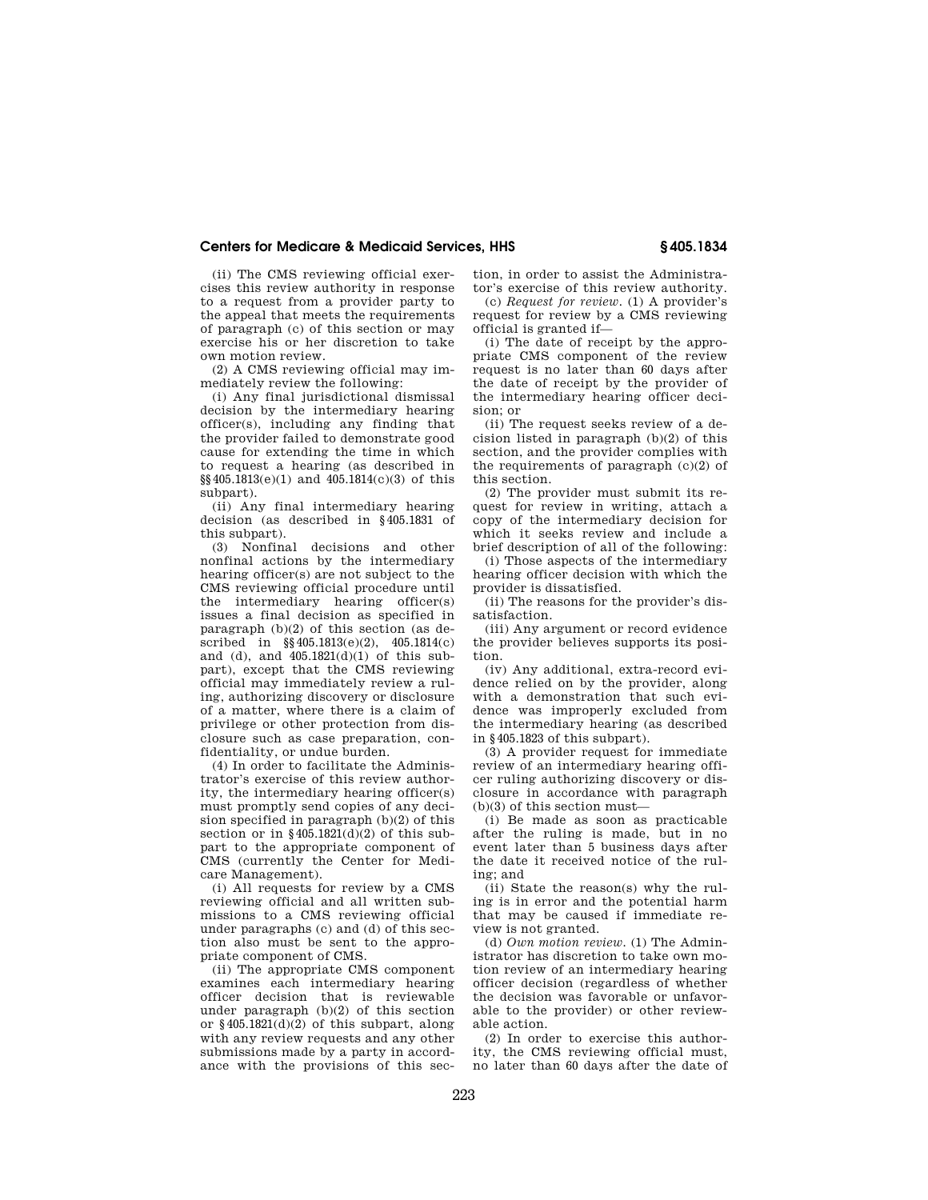(ii) The CMS reviewing official exercises this review authority in response to a request from a provider party to the appeal that meets the requirements of paragraph (c) of this section or may exercise his or her discretion to take own motion review.

(2) A CMS reviewing official may immediately review the following:

(i) Any final jurisdictional dismissal decision by the intermediary hearing officer(s), including any finding that the provider failed to demonstrate good cause for extending the time in which to request a hearing (as described in §§405.1813(e)(1) and 405.1814(c)(3) of this subpart).

(ii) Any final intermediary hearing decision (as described in §405.1831 of this subpart).

(3) Nonfinal decisions and other nonfinal actions by the intermediary hearing officer(s) are not subject to the CMS reviewing official procedure until the intermediary hearing officer(s) issues a final decision as specified in paragraph (b)(2) of this section (as described in §§405.1813(e)(2), 405.1814(c) and (d), and 405.1821(d)(1) of this subpart), except that the CMS reviewing official may immediately review a ruling, authorizing discovery or disclosure of a matter, where there is a claim of privilege or other protection from disclosure such as case preparation, confidentiality, or undue burden.

(4) In order to facilitate the Administrator's exercise of this review authority, the intermediary hearing officer(s) must promptly send copies of any decision specified in paragraph (b)(2) of this section or in §405.1821(d)(2) of this subpart to the appropriate component of CMS (currently the Center for Medicare Management).

(i) All requests for review by a CMS reviewing official and all written submissions to a CMS reviewing official under paragraphs (c) and (d) of this section also must be sent to the appropriate component of CMS.

(ii) The appropriate CMS component examines each intermediary hearing officer decision that is reviewable under paragraph (b)(2) of this section or §405.1821(d)(2) of this subpart, along with any review requests and any other submissions made by a party in accordance with the provisions of this section, in order to assist the Administrator's exercise of this review authority.

(c) *Request for review*. (1) A provider's request for review by a CMS reviewing official is granted if—

(i) The date of receipt by the appropriate CMS component of the review request is no later than 60 days after the date of receipt by the provider of the intermediary hearing officer decision; or

(ii) The request seeks review of a decision listed in paragraph (b)(2) of this section, and the provider complies with the requirements of paragraph (c)(2) of this section.

(2) The provider must submit its request for review in writing, attach a copy of the intermediary decision for which it seeks review and include a brief description of all of the following:

(i) Those aspects of the intermediary hearing officer decision with which the provider is dissatisfied.

(ii) The reasons for the provider's dissatisfaction.

(iii) Any argument or record evidence the provider believes supports its position.

(iv) Any additional, extra-record evidence relied on by the provider, along with a demonstration that such evidence was improperly excluded from the intermediary hearing (as described in §405.1823 of this subpart).

(3) A provider request for immediate review of an intermediary hearing officer ruling authorizing discovery or disclosure in accordance with paragraph (b)(3) of this section must—

(i) Be made as soon as practicable after the ruling is made, but in no event later than 5 business days after the date it received notice of the ruling; and

(ii) State the reason(s) why the ruling is in error and the potential harm that may be caused if immediate review is not granted.

(d) *Own motion review*. (1) The Administrator has discretion to take own motion review of an intermediary hearing officer decision (regardless of whether the decision was favorable or unfavorable to the provider) or other reviewable action.

(2) In order to exercise this authority, the CMS reviewing official must, no later than 60 days after the date of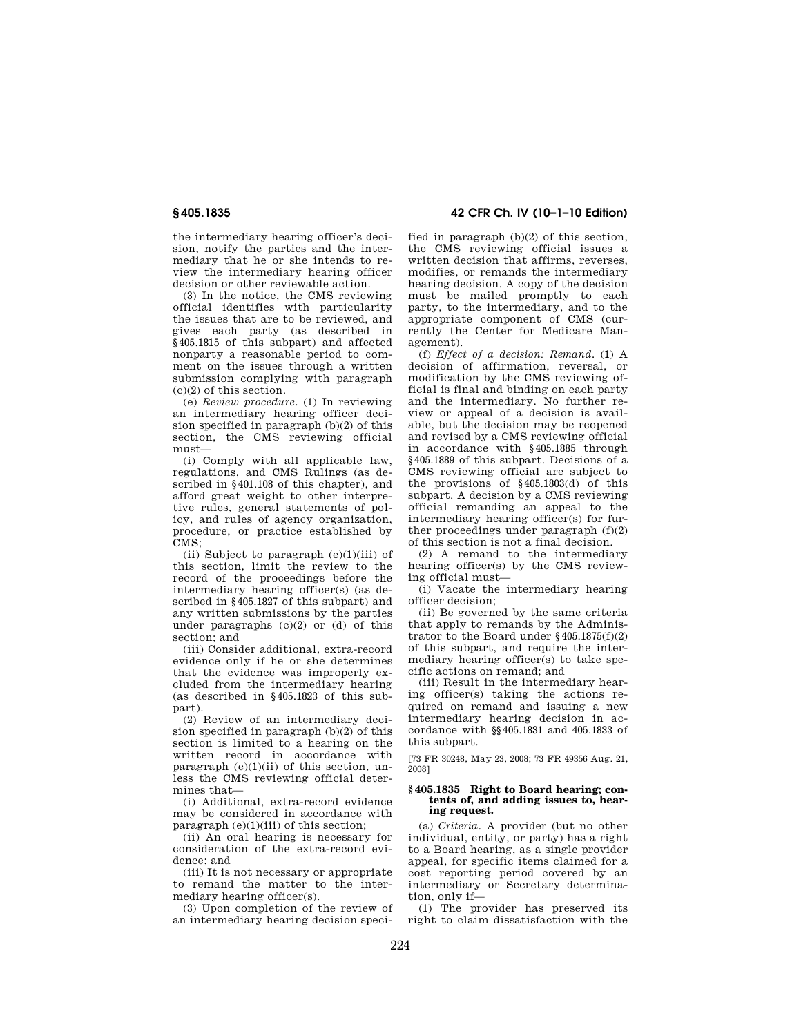the intermediary hearing officer's decision, notify the parties and the intermediary that he or she intends to review the intermediary hearing officer decision or other reviewable action.

(3) In the notice, the CMS reviewing official identifies with particularity the issues that are to be reviewed, and gives each party (as described in §405.1815 of this subpart) and affected nonparty a reasonable period to comment on the issues through a written submission complying with paragraph (c)(2) of this section.

(e) *Review procedure.* (1) In reviewing an intermediary hearing officer decision specified in paragraph (b)(2) of this section, the CMS reviewing official must—

(i) Comply with all applicable law, regulations, and CMS Rulings (as described in §401.108 of this chapter), and afford great weight to other interpretive rules, general statements of policy, and rules of agency organization, procedure, or practice established by CMS;

(ii) Subject to paragraph (e)(1)(iii) of this section, limit the review to the record of the proceedings before the intermediary hearing officer(s) (as described in §405.1827 of this subpart) and any written submissions by the parties under paragraphs (c)(2) or (d) of this section; and

(iii) Consider additional, extra-record evidence only if he or she determines that the evidence was improperly excluded from the intermediary hearing (as described in §405.1823 of this subpart).

(2) Review of an intermediary decision specified in paragraph (b)(2) of this section is limited to a hearing on the written record in accordance with paragraph (e)(1)(ii) of this section, unless the CMS reviewing official determines that—

(i) Additional, extra-record evidence may be considered in accordance with paragraph (e)(1)(iii) of this section;

(ii) An oral hearing is necessary for consideration of the extra-record evidence; and

(iii) It is not necessary or appropriate to remand the matter to the intermediary hearing officer(s).

(3) Upon completion of the review of an intermediary hearing decision specified in paragraph (b)(2) of this section, the CMS reviewing official issues a written decision that affirms, reverses, modifies, or remands the intermediary hearing decision. A copy of the decision must be mailed promptly to each party, to the intermediary, and to the appropriate component of CMS (currently the Center for Medicare Management).

(f) *Effect of a decision: Remand.* (1) A decision of affirmation, reversal, or modification by the CMS reviewing official is final and binding on each party and the intermediary. No further review or appeal of a decision is available, but the decision may be reopened and revised by a CMS reviewing official in accordance with §405.1885 through §405.1889 of this subpart. Decisions of a CMS reviewing official are subject to the provisions of §405.1803(d) of this subpart. A decision by a CMS reviewing official remanding an appeal to the intermediary hearing officer(s) for further proceedings under paragraph (f)(2) of this section is not a final decision.

(2) A remand to the intermediary hearing officer(s) by the CMS reviewing official must—

(i) Vacate the intermediary hearing officer decision;

(ii) Be governed by the same criteria that apply to remands by the Administrator to the Board under §405.1875(f)(2) of this subpart, and require the intermediary hearing officer(s) to take specific actions on remand; and

(iii) Result in the intermediary hearing officer(s) taking the actions required on remand and issuing a new intermediary hearing decision in accordance with §§405.1831 and 405.1833 of this subpart.

[73 FR 30248, May 23, 2008; 73 FR 49356 Aug. 21, 2008]

### §405.1835 Right to Board hearing; contents of, and adding issues to, hearing request.

(a) *Criteria.* A provider (but no other individual, entity, or party) has a right to a Board hearing, as a single provider appeal, for specific items claimed for a cost reporting period covered by an intermediary or Secretary determination, only if—

(1) The provider has preserved its right to claim dissatisfaction with the